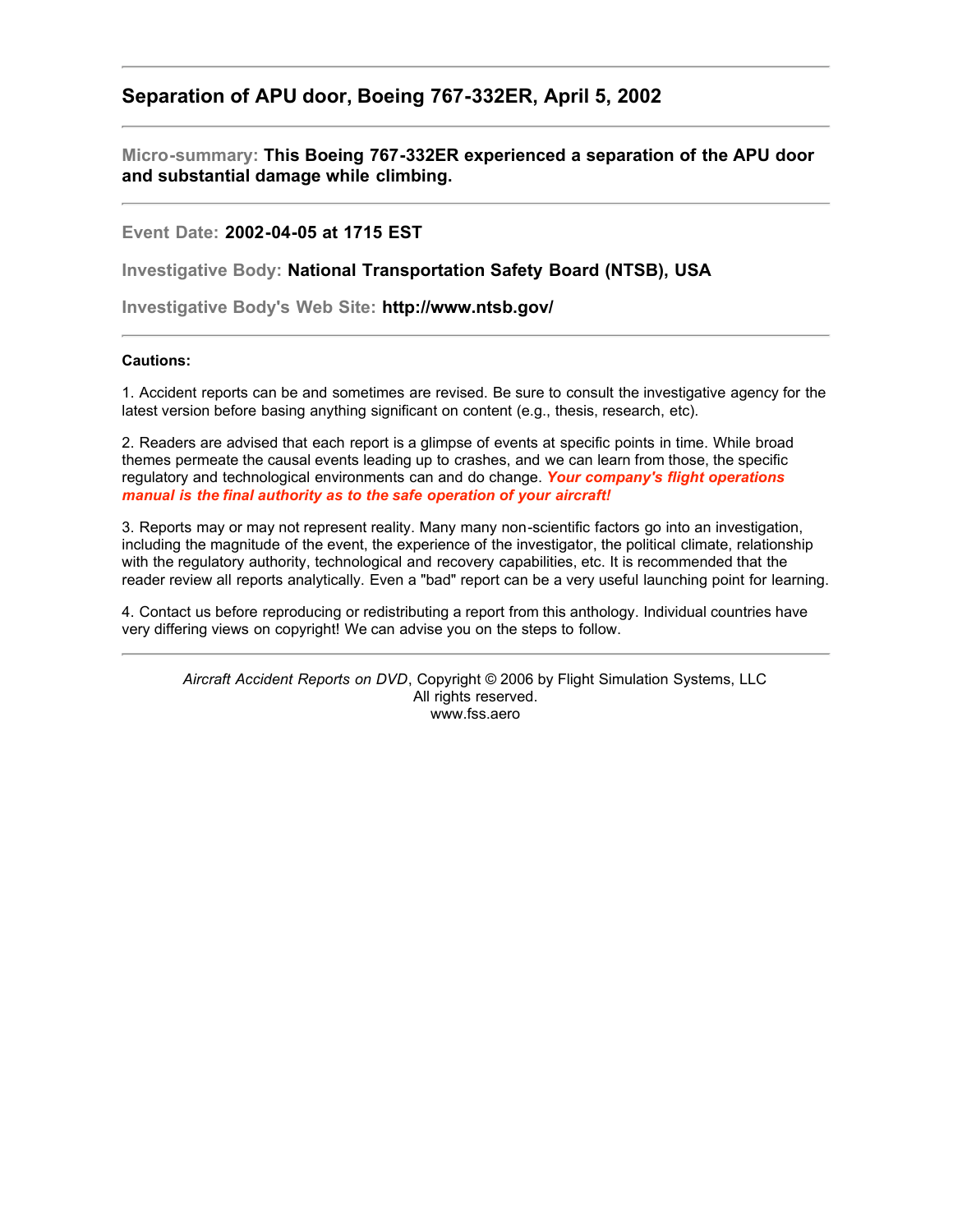## Separation of APU door, Boeing 767-332ER, April 5, 2002

---

**Micro-summary: This Boeing 767-332ER experienced a separation of the APU door and substantial damage while climbing.**

---

**Event Date: 2002-04-05 at 1715 EST**

**Investigative Body: National Transportation Safety Board (NTSB), USA**

**Investigative Body's Web Site: http://www.ntsb.gov/**

---

**Cautions:**

1. Accident reports can be and sometimes are revised. Be sure to consult the investigative agency for the latest version before basing anything significant on content (e.g., thesis, research, etc).

2. Readers are advised that each report is a glimpse of events at specific points in time. While broad themes permeate the causal events leading up to crashes, and we can learn from those, the specific regulatory and technological environments can and do change. ***Your company's flight operations manual is the final authority as to the safe operation of your aircraft!***

3. Reports may or may not represent reality. Many many non-scientific factors go into an investigation, including the magnitude of the event, the experience of the investigator, the political climate, relationship with the regulatory authority, technological and recovery capabilities, etc. It is recommended that the reader review all reports analytically. Even a "bad" report can be a very useful launching point for learning.

4. Contact us before reproducing or redistributing a report from this anthology. Individual countries have very differing views on copyright! We can advise you on the steps to follow.

---

*Aircraft Accident Reports on DVD*, Copyright © 2006 by Flight Simulation Systems, LLC
All rights reserved.
www.fss.aero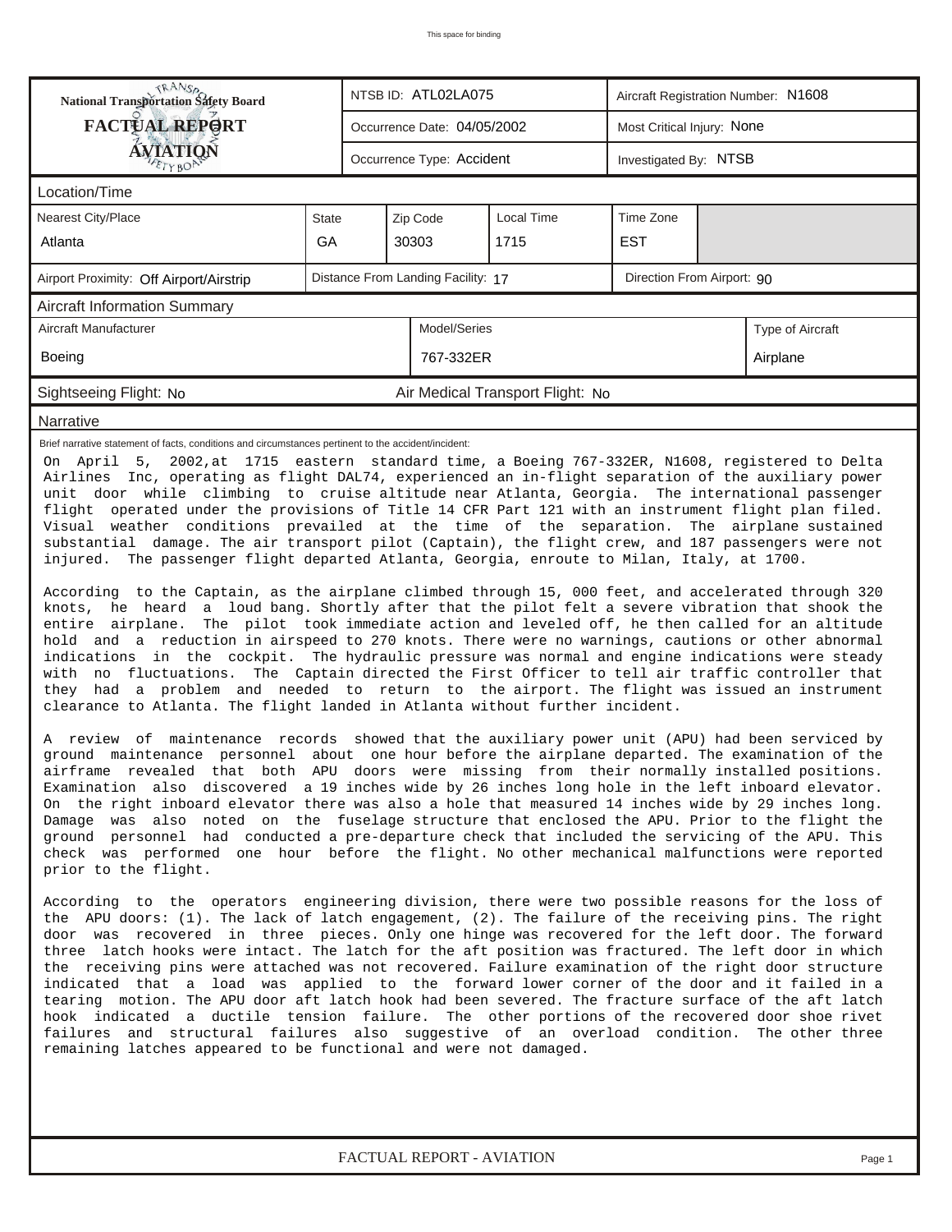This space for binding

| National Transportation Safety Board FACTUAL REPORT AVIATION | NTSB ID: ATL02LA075 | Aircraft Registration Number: N1608 |
|---|---|---|
| | Occurrence Date: 04/05/2002 | Most Critical Injury: None |
| | Occurrence Type: Accident | Investigated By: NTSB |

## Location/Time

| Nearest City/Place | State | Zip Code | Local Time | Time Zone |
|---|---|---|---|---|
| Atlanta | GA | 30303 | 1715 | EST |

| Airport Proximity: Off Airport/Airstrip | Distance From Landing Facility: 17 | Direction From Airport: 90 |
|---|---|---|

## Aircraft Information Summary

| Aircraft Manufacturer | Model/Series | Type of Aircraft |
|---|---|---|
| Boeing | 767-332ER | Airplane |

| Sightseeing Flight: No | Air Medical Transport Flight: No |
|---|---|

## Narrative

Brief narrative statement of facts, conditions and circumstances pertinent to the accident/incident:

On April 5, 2002,at 1715 eastern standard time, a Boeing 767-332ER, N1608, registered to Delta Airlines Inc, operating as flight DAL74, experienced an in-flight separation of the auxiliary power unit door while climbing to cruise altitude near Atlanta, Georgia. The international passenger flight operated under the provisions of Title 14 CFR Part 121 with an instrument flight plan filed. Visual weather conditions prevailed at the time of the separation. The airplane sustained substantial damage. The air transport pilot (Captain), the flight crew, and 187 passengers were not injured. The passenger flight departed Atlanta, Georgia, enroute to Milan, Italy, at 1700.

According to the Captain, as the airplane climbed through 15, 000 feet, and accelerated through 320 knots, he heard a loud bang. Shortly after that the pilot felt a severe vibration that shook the entire airplane. The pilot took immediate action and leveled off, he then called for an altitude hold and a reduction in airspeed to 270 knots. There were no warnings, cautions or other abnormal indications in the cockpit. The hydraulic pressure was normal and engine indications were steady with no fluctuations. The Captain directed the First Officer to tell air traffic controller that they had a problem and needed to return to the airport. The flight was issued an instrument clearance to Atlanta. The flight landed in Atlanta without further incident.

A review of maintenance records showed that the auxiliary power unit (APU) had been serviced by ground maintenance personnel about one hour before the airplane departed. The examination of the airframe revealed that both APU doors were missing from their normally installed positions. Examination also discovered a 19 inches wide by 26 inches long hole in the left inboard elevator. On the right inboard elevator there was also a hole that measured 14 inches wide by 29 inches long. Damage was also noted on the fuselage structure that enclosed the APU. Prior to the flight the ground personnel had conducted a pre-departure check that included the servicing of the APU. This check was performed one hour before the flight. No other mechanical malfunctions were reported prior to the flight.

According to the operators engineering division, there were two possible reasons for the loss of the APU doors: (1). The lack of latch engagement, (2). The failure of the receiving pins. The right door was recovered in three pieces. Only one hinge was recovered for the left door. The forward three latch hooks were intact. The latch for the aft position was fractured. The left door in which the receiving pins were attached was not recovered. Failure examination of the right door structure indicated that a load was applied to the forward lower corner of the door and it failed in a tearing motion. The APU door aft latch hook had been severed. The fracture surface of the aft latch hook indicated a ductile tension failure. The other portions of the recovered door shoe rivet failures and structural failures also suggestive of an overload condition. The other three remaining latches appeared to be functional and were not damaged.

FACTUAL REPORT - AVIATION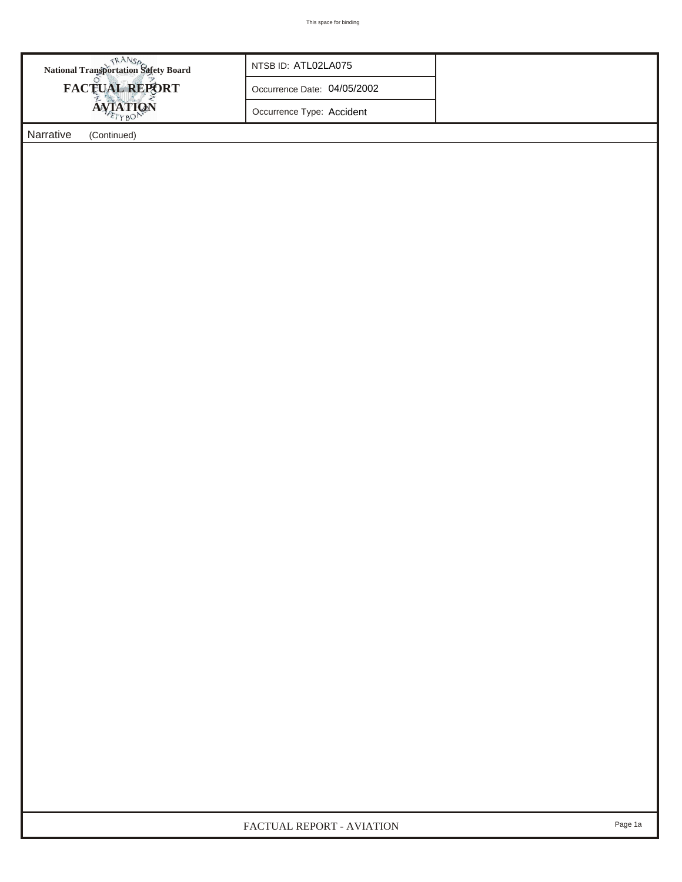**National Transportation Safety Board**

**FACTUAL REPORT**

**AVIATION**

| NTSB ID: ATL02LA075 |
|---|
| Occurrence Date: 04/05/2002 |
| Occurrence Type: Accident |

Narrative (Continued)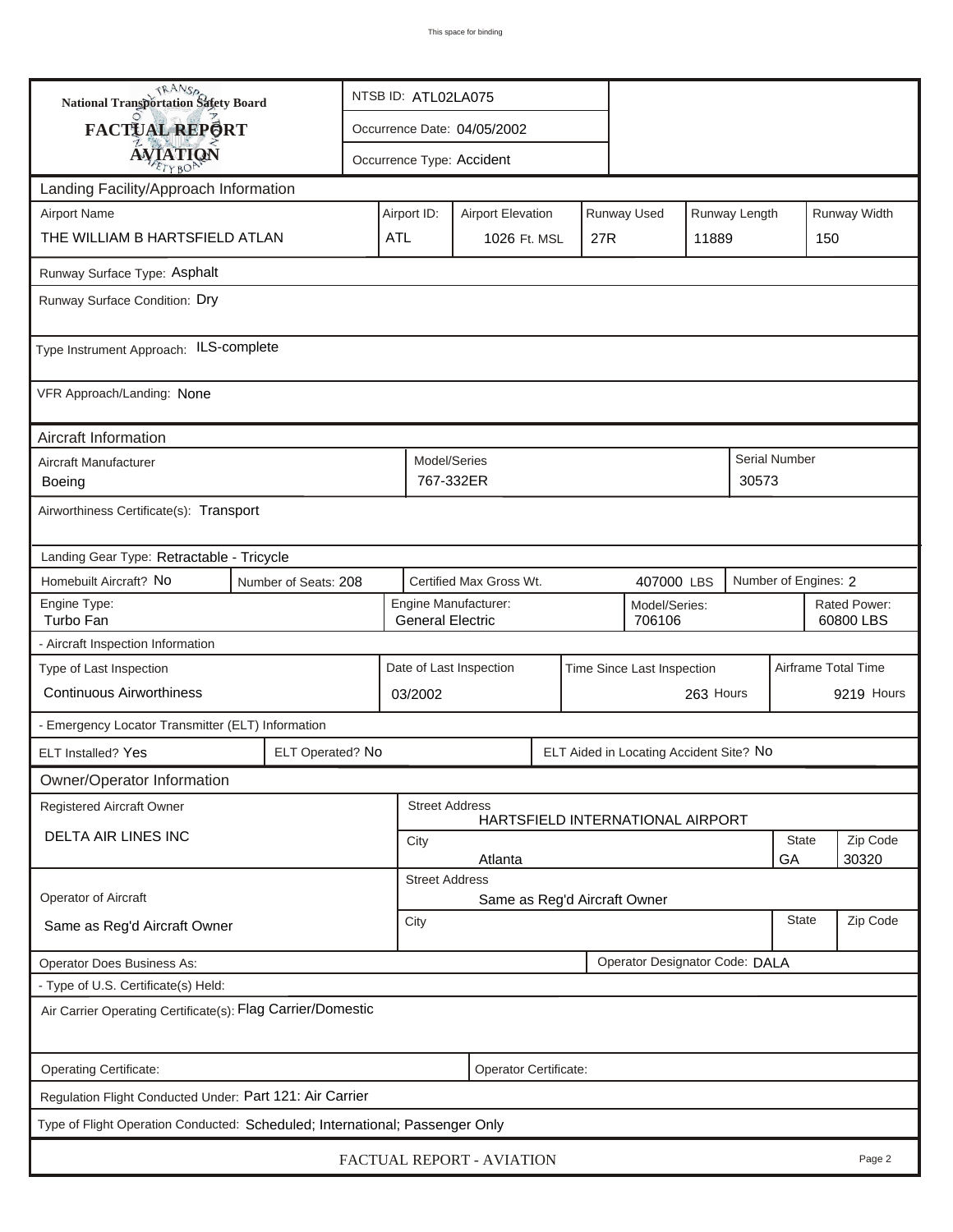This space for binding

**National Transportation Safety Board**
**FACTUAL REPORT**
**AVIATION**

NTSB ID: ATL02LA075

Occurrence Date: 04/05/2002

Occurrence Type: Accident

## Landing Facility/Approach Information

| Airport Name | Airport ID: | Airport Elevation | Runway Used | Runway Length | Runway Width |
|---|---|---|---|---|---|
| THE WILLIAM B HARTSFIELD ATLAN | ATL | 1026 Ft. MSL | 27R | 11889 | 150 |

Runway Surface Type: Asphalt

Runway Surface Condition: Dry

Type Instrument Approach: ILS-complete

VFR Approach/Landing: None

## Aircraft Information

| Aircraft Manufacturer | Model/Series | Serial Number |
|---|---|---|
| Boeing | 767-332ER | 30573 |

Airworthiness Certificate(s): Transport

Landing Gear Type: Retractable - Tricycle

| Homebuilt Aircraft? | Number of Seats: | Certified Max Gross Wt. | Number of Engines: |
|---|---|---|---|
| No | 208 | 407000 LBS | 2 |

| Engine Type: | Engine Manufacturer: | Model/Series: | Rated Power: |
|---|---|---|---|
| Turbo Fan | General Electric | 706106 | 60800 LBS |

- Aircraft Inspection Information

| Type of Last Inspection | Date of Last Inspection | Time Since Last Inspection | Airframe Total Time |
|---|---|---|---|
| Continuous Airworthiness | 03/2002 | 263 Hours | 9219 Hours |

- Emergency Locator Transmitter (ELT) Information

| ELT Installed? | ELT Operated? | ELT Aided in Locating Accident Site? |
|---|---|---|
| Yes | No | No |

## Owner/Operator Information

| Registered Aircraft Owner | Street Address | City | State | Zip Code |
|---|---|---|---|---|
| DELTA AIR LINES INC | HARTSFIELD INTERNATIONAL AIRPORT | Atlanta | GA | 30320 |

| Operator of Aircraft | Street Address | City | State | Zip Code |
|---|---|---|---|---|
| Same as Reg'd Aircraft Owner | Same as Reg'd Aircraft Owner | | | |

Operator Does Business As:

Operator Designator Code: DALA

- Type of U.S. Certificate(s) Held:

Air Carrier Operating Certificate(s): Flag Carrier/Domestic

Operating Certificate:

Operator Certificate:

Regulation Flight Conducted Under: Part 121: Air Carrier

Type of Flight Operation Conducted: Scheduled; International; Passenger Only

FACTUAL REPORT - AVIATION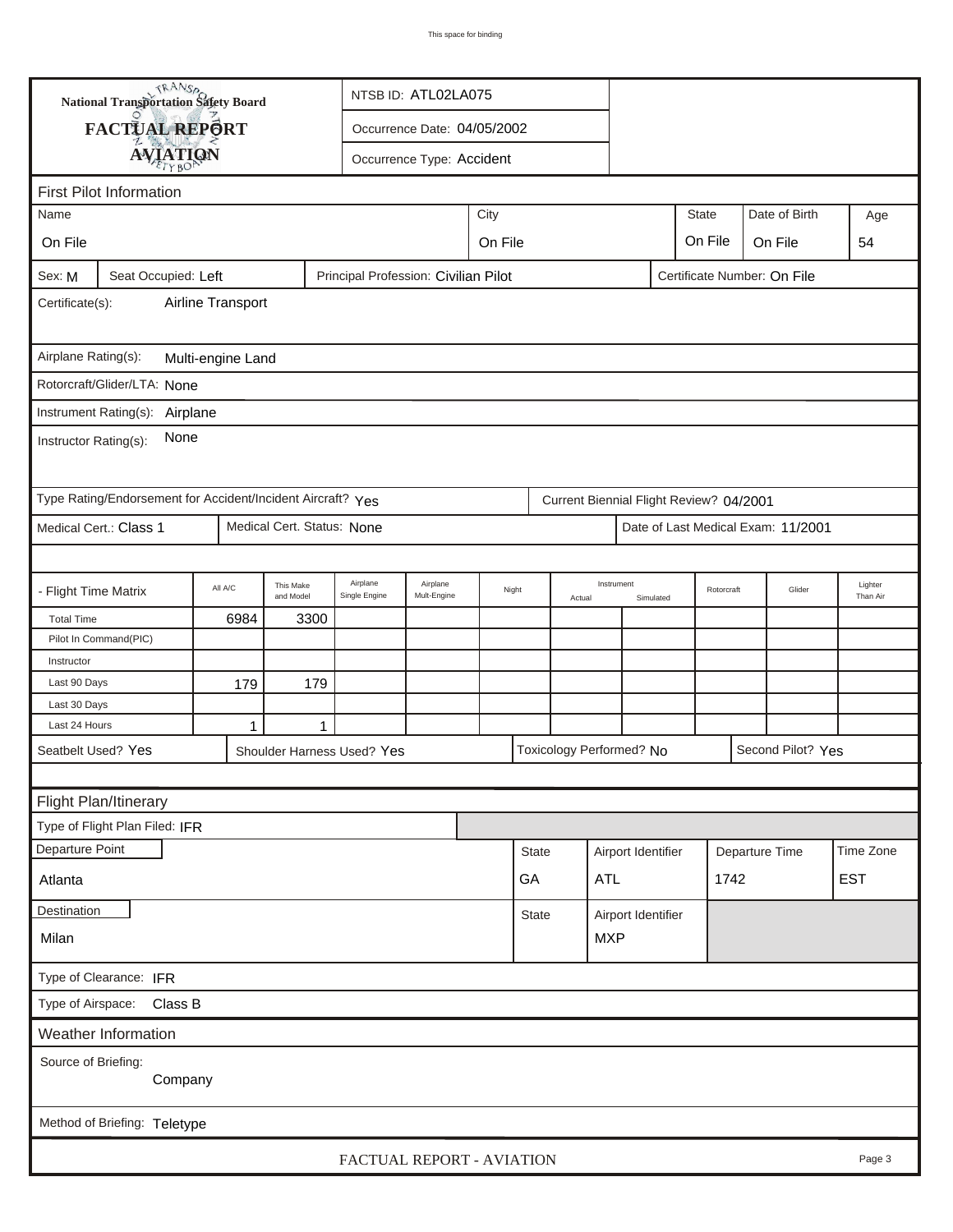This space for binding

**National Transportation Safety Board**

# FACTUAL REPORT
## AVIATION

NTSB ID: ATL02LA075

Occurrence Date: 04/05/2002

Occurrence Type: Accident

### First Pilot Information

| Name | City | State | Date of Birth | Age |
|---|---|---|---|---|
| On File | On File | On File | On File | 54 |

Sex: M | Seat Occupied: Left | Principal Profession: Civilian Pilot | Certificate Number: On File

Certificate(s): Airline Transport

Airplane Rating(s): Multi-engine Land

Rotorcraft/Glider/LTA: None

Instrument Rating(s): Airplane

Instructor Rating(s): None

Type Rating/Endorsement for Accident/Incident Aircraft? Yes | Current Biennial Flight Review? 04/2001

Medical Cert.: Class 1 | Medical Cert. Status: None | Date of Last Medical Exam: 11/2001

| - Flight Time Matrix | All A/C | This Make and Model | Airplane Single Engine | Airplane Mult-Engine | Night | Instrument Actual | Instrument Simulated | Rotorcraft | Glider | Lighter Than Air |
|---|---|---|---|---|---|---|---|---|---|---|
| Total Time | 6984 | 3300 | | | | | | | | |
| Pilot In Command(PIC) | | | | | | | | | | |
| Instructor | | | | | | | | | | |
| Last 90 Days | 179 | 179 | | | | | | | | |
| Last 30 Days | | | | | | | | | | |
| Last 24 Hours | 1 | 1 | | | | | | | | |

Seatbelt Used? Yes | Shoulder Harness Used? Yes | Toxicology Performed? No | Second Pilot? Yes

### Flight Plan/Itinerary

Type of Flight Plan Filed: IFR

| Departure Point | State | Airport Identifier | Departure Time | Time Zone |
|---|---|---|---|---|
| Atlanta | GA | ATL | 1742 | EST |

| Destination | State | Airport Identifier |
|---|---|---|
| Milan | | MXP |

Type of Clearance: IFR

Type of Airspace: Class B

### Weather Information

Source of Briefing: Company

Method of Briefing: Teletype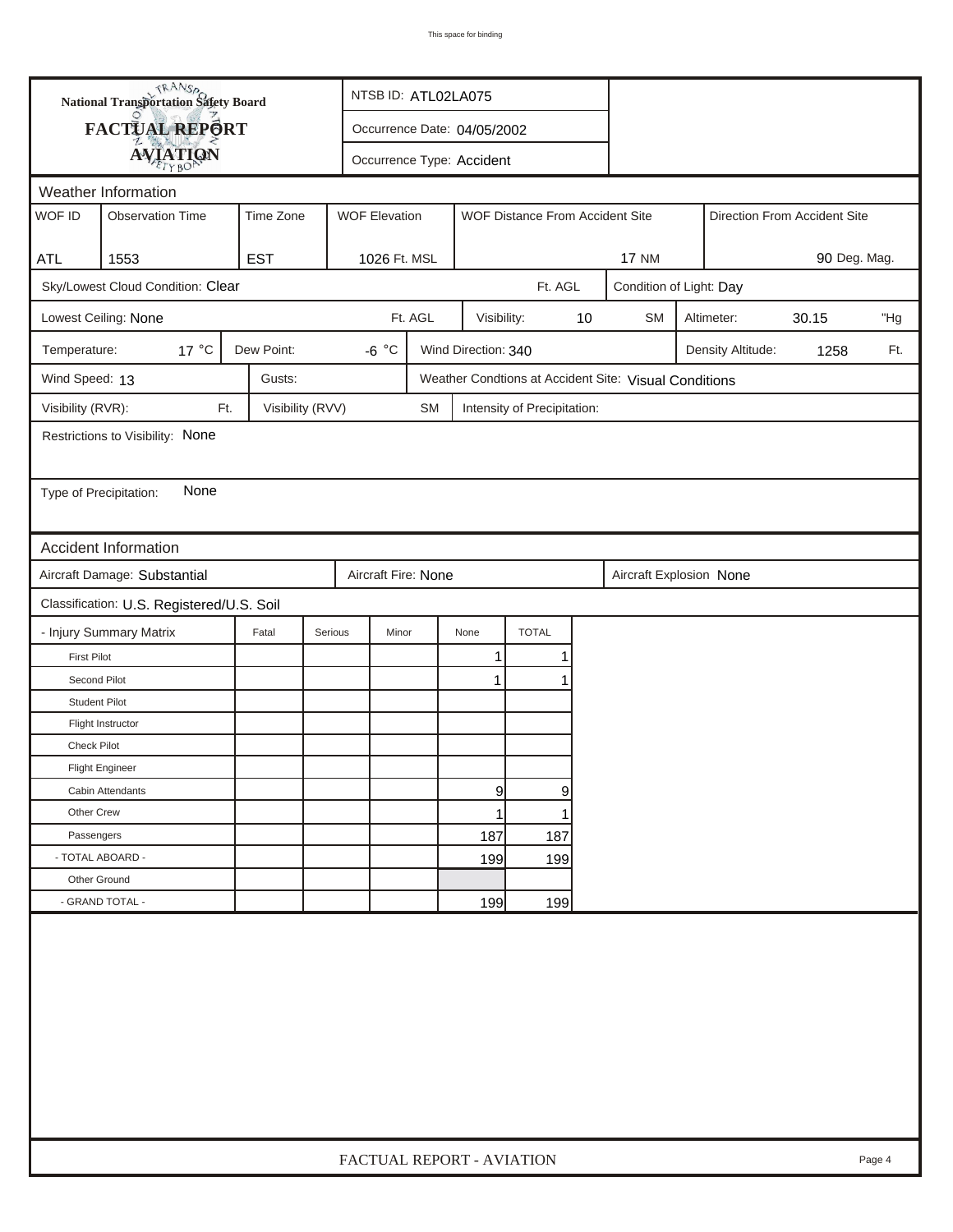This space for binding

**National Transportation Safety Board**

**FACTUAL REPORT**

**AVIATION**

NTSB ID: ATL02LA075

Occurrence Date: 04/05/2002

Occurrence Type: Accident

## Weather Information

| WOF ID | Observation Time | Time Zone | WOF Elevation | WOF Distance From Accident Site | Direction From Accident Site |
|---|---|---|---|---|---|
| ATL | 1553 | EST | 1026 Ft. MSL | 17 NM | 90 Deg. Mag. |

Sky/Lowest Cloud Condition: Clear Ft. AGL

Condition of Light: Day

Lowest Ceiling: None Ft. AGL

Visibility: 10 SM

Altimeter: 30.15 "Hg

Temperature: 17 °C

Dew Point: -6 °C

Wind Direction: 340

Density Altitude: 1258 Ft.

Wind Speed: 13

Gusts:

Weather Condtions at Accident Site: Visual Conditions

Visibility (RVR): Ft.

Visibility (RVV) SM

Intensity of Precipitation:

Restrictions to Visibility: None

Type of Precipitation: None

## Accident Information

Aircraft Damage: Substantial

Aircraft Fire: None

Aircraft Explosion None

Classification: U.S. Registered/U.S. Soil

| - Injury Summary Matrix | Fatal | Serious | Minor | None | TOTAL |
|---|---|---|---|---|---|
| First Pilot | | | | 1 | 1 |
| Second Pilot | | | | 1 | 1 |
| Student Pilot | | | | | |
| Flight Instructor | | | | | |
| Check Pilot | | | | | |
| Flight Engineer | | | | | |
| Cabin Attendants | | | | 9 | 9 |
| Other Crew | | | | 1 | 1 |
| Passengers | | | | 187 | 187 |
| - TOTAL ABOARD - | | | | 199 | 199 |
| Other Ground | | | | | |
| - GRAND TOTAL - | | | | 199 | 199 |

FACTUAL REPORT - AVIATION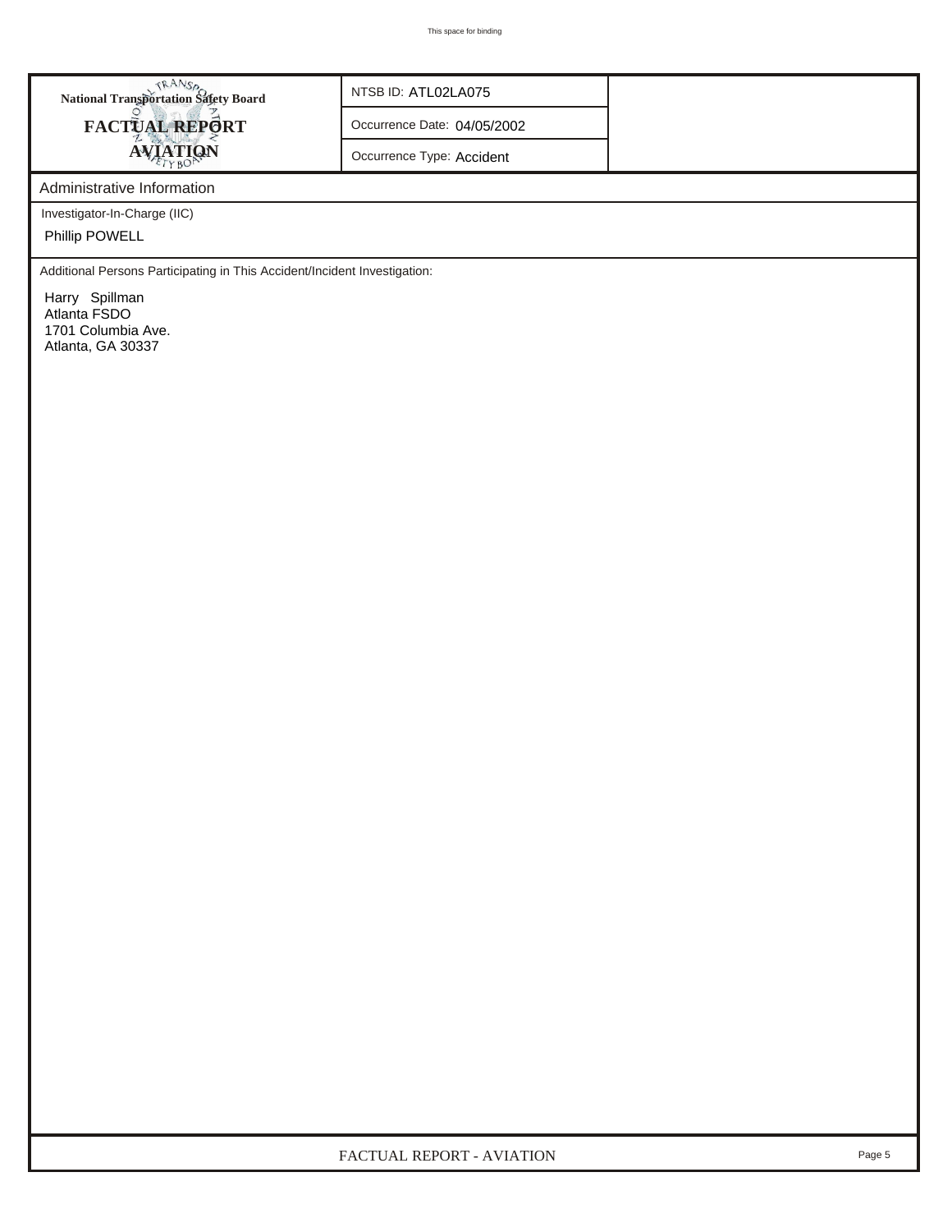National Transportation Safety Board

**FACTUAL REPORT**

**AVIATION**

| | |
|---|---|
| NTSB ID: ATL02LA075 | |
| Occurrence Date: 04/05/2002 | |
| Occurrence Type: Accident | |

## Administrative Information

Investigator-In-Charge (IIC)

Phillip POWELL

Additional Persons Participating in This Accident/Incident Investigation:

Harry Spillman
Atlanta FSDO
1701 Columbia Ave.
Atlanta, GA 30337